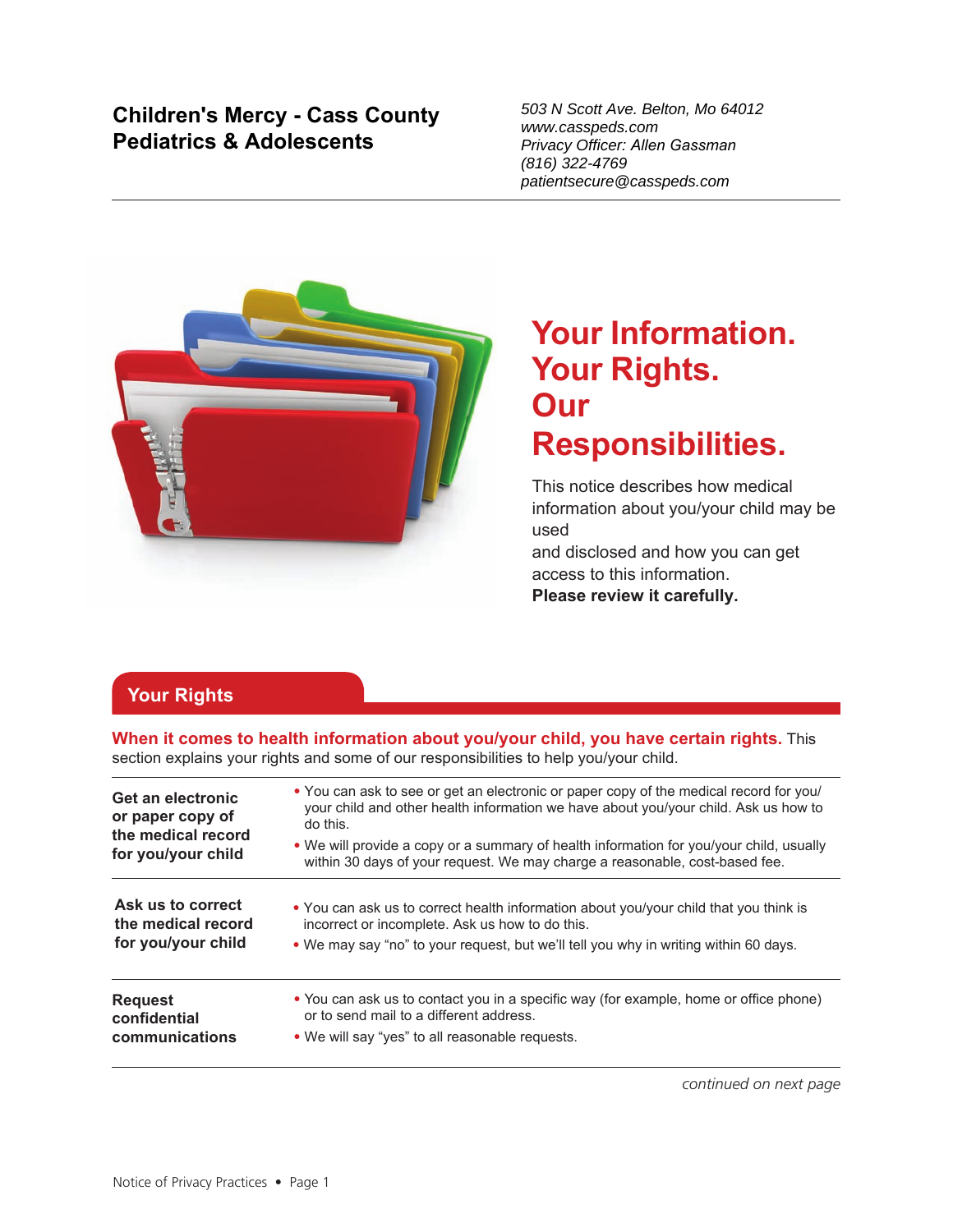**Children's Mercy - Cass County Pediatrics & Adolescents**

*503 N Scott Ave. Belton, Mo 64012*
*www.casspeds.com*
*Privacy Officer: Allen Gassman*
*(816) 322-4769*
*patientsecure@casspeds.com*

# Your Information. Your Rights. Our Responsibilities.

This notice describes how medical information about you/your child may be used and disclosed and how you can get access to this information. **Please review it carefully.**

## Your Rights

**When it comes to health information about you/your child, you have certain rights.** This section explains your rights and some of our responsibilities to help you/your child.

| | |
|---|---|
| **Get an electronic or paper copy of the medical record for you/your child** | • You can ask to see or get an electronic or paper copy of the medical record for you/your child and other health information we have about you/your child. Ask us how to do this.<br>• We will provide a copy or a summary of health information for you/your child, usually within 30 days of your request. We may charge a reasonable, cost-based fee. |
| **Ask us to correct the medical record for you/your child** | • You can ask us to correct health information about you/your child that you think is incorrect or incomplete. Ask us how to do this.<br>• We may say "no" to your request, but we'll tell you why in writing within 60 days. |
| **Request confidential communications** | • You can ask us to contact you in a specific way (for example, home or office phone) or to send mail to a different address.<br>• We will say "yes" to all reasonable requests. |

*continued on next page*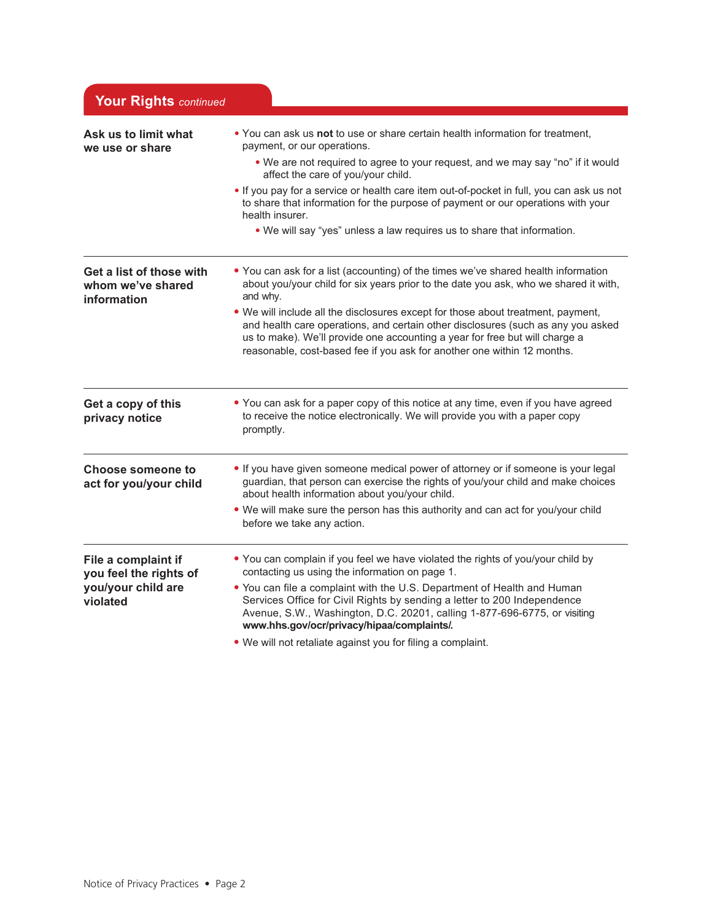## Your Rights *continued*

### Ask us to limit what we use or share

- You can ask us **not** to use or share certain health information for treatment, payment, or our operations.
  - We are not required to agree to your request, and we may say "no" if it would affect the care of you/your child.
- If you pay for a service or health care item out-of-pocket in full, you can ask us not to share that information for the purpose of payment or our operations with your health insurer.
  - We will say "yes" unless a law requires us to share that information.

### Get a list of those with whom we've shared information

- You can ask for a list (accounting) of the times we've shared health information about you/your child for six years prior to the date you ask, who we shared it with, and why.
- We will include all the disclosures except for those about treatment, payment, and health care operations, and certain other disclosures (such as any you asked us to make). We'll provide one accounting a year for free but will charge a reasonable, cost-based fee if you ask for another one within 12 months.

### Get a copy of this privacy notice

- You can ask for a paper copy of this notice at any time, even if you have agreed to receive the notice electronically. We will provide you with a paper copy promptly.

### Choose someone to act for you/your child

- If you have given someone medical power of attorney or if someone is your legal guardian, that person can exercise the rights of you/your child and make choices about health information about you/your child.
- We will make sure the person has this authority and can act for you/your child before we take any action.

### File a complaint if you feel the rights of you/your child are violated

- You can complain if you feel we have violated the rights of you/your child by contacting us using the information on page 1.
- You can file a complaint with the U.S. Department of Health and Human Services Office for Civil Rights by sending a letter to 200 Independence Avenue, S.W., Washington, D.C. 20201, calling 1-877-696-6775, or visiting **www.hhs.gov/ocr/privacy/hipaa/complaints/.**
- We will not retaliate against you for filing a complaint.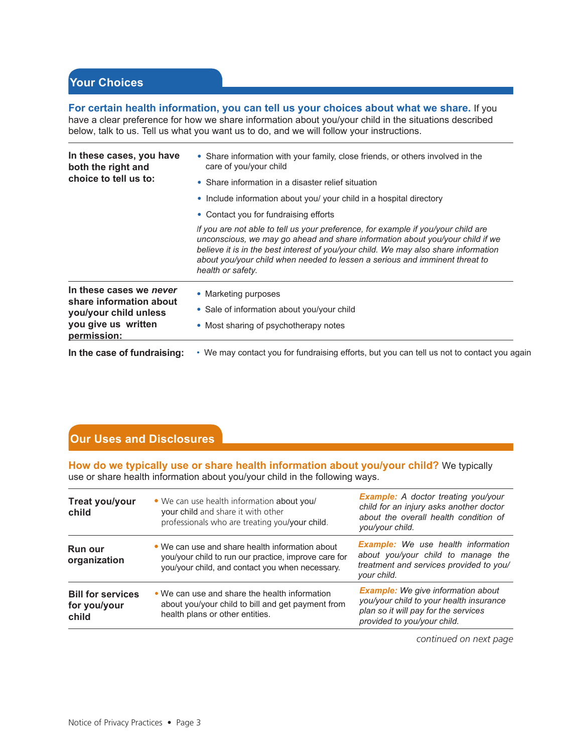## Your Choices

**For certain health information, you can tell us your choices about what we share.** If you have a clear preference for how we share information about you/your child in the situations described below, talk to us. Tell us what you want us to do, and we will follow your instructions.

| | |
|---|---|
| **In these cases, you have both the right and choice to tell us to:** | • Share information with your family, close friends, or others involved in the care of you/your child<br>• Share information in a disaster relief situation<br>• Include information about you/ your child in a hospital directory<br>• Contact you for fundraising efforts<br>*If you are not able to tell us your preference, for example if you/your child are unconscious, we may go ahead and share information about you/your child if we believe it is in the best interest of you/your child. We may also share information about you/your child when needed to lessen a serious and imminent threat to health or safety.* |
| **In these cases we *never* share information about you/your child unless you give us written permission:** | • Marketing purposes<br>• Sale of information about you/your child<br>• Most sharing of psychotherapy notes |
| **In the case of fundraising:** | • We may contact you for fundraising efforts, but you can tell us not to contact you again |

## Our Uses and Disclosures

**How do we typically use or share health information about you/your child?** We typically use or share health information about you/your child in the following ways.

| | | |
|---|---|---|
| **Treat you/your child** | • We can use health information about you/ your child and share it with other professionals who are treating you/your child. | ***Example:*** *A doctor treating you/your child for an injury asks another doctor about the overall health condition of you/your child.* |
| **Run our organization** | • We can use and share health information about you/your child to run our practice, improve care for you/your child, and contact you when necessary. | ***Example:*** *We use health information about you/your child to manage the treatment and services provided to you/ your child.* |
| **Bill for services for you/your child** | • We can use and share the health information about you/your child to bill and get payment from health plans or other entities. | ***Example:*** *We give information about you/your child to your health insurance plan so it will pay for the services provided to you/your child.* |

*continued on next page*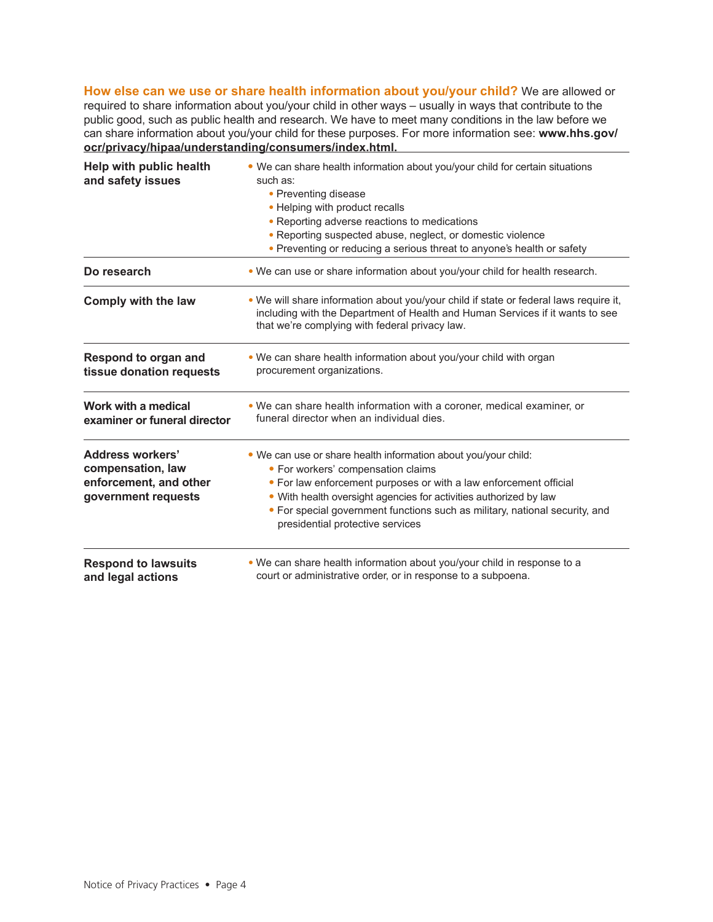**How else can we use or share health information about you/your child?** We are allowed or required to share information about you/your child in other ways – usually in ways that contribute to the public good, such as public health and research. We have to meet many conditions in the law before we can share information about you/your child for these purposes. For more information see: **www.hhs.gov/ocr/privacy/hipaa/understanding/consumers/index.html.**

**Help with public health and safety issues**

- We can share health information about you/your child for certain situations such as:
  - Preventing disease
  - Helping with product recalls
  - Reporting adverse reactions to medications
  - Reporting suspected abuse, neglect, or domestic violence
  - Preventing or reducing a serious threat to anyone's health or safety

**Do research**

- We can use or share information about you/your child for health research.

**Comply with the law**

- We will share information about you/your child if state or federal laws require it, including with the Department of Health and Human Services if it wants to see that we're complying with federal privacy law.

**Respond to organ and tissue donation requests**

- We can share health information about you/your child with organ procurement organizations.

**Work with a medical examiner or funeral director**

- We can share health information with a coroner, medical examiner, or funeral director when an individual dies.

**Address workers' compensation, law enforcement, and other government requests**

- We can use or share health information about you/your child:
  - For workers' compensation claims
  - For law enforcement purposes or with a law enforcement official
  - With health oversight agencies for activities authorized by law
  - For special government functions such as military, national security, and presidential protective services

**Respond to lawsuits and legal actions**

- We can share health information about you/your child in response to a court or administrative order, or in response to a subpoena.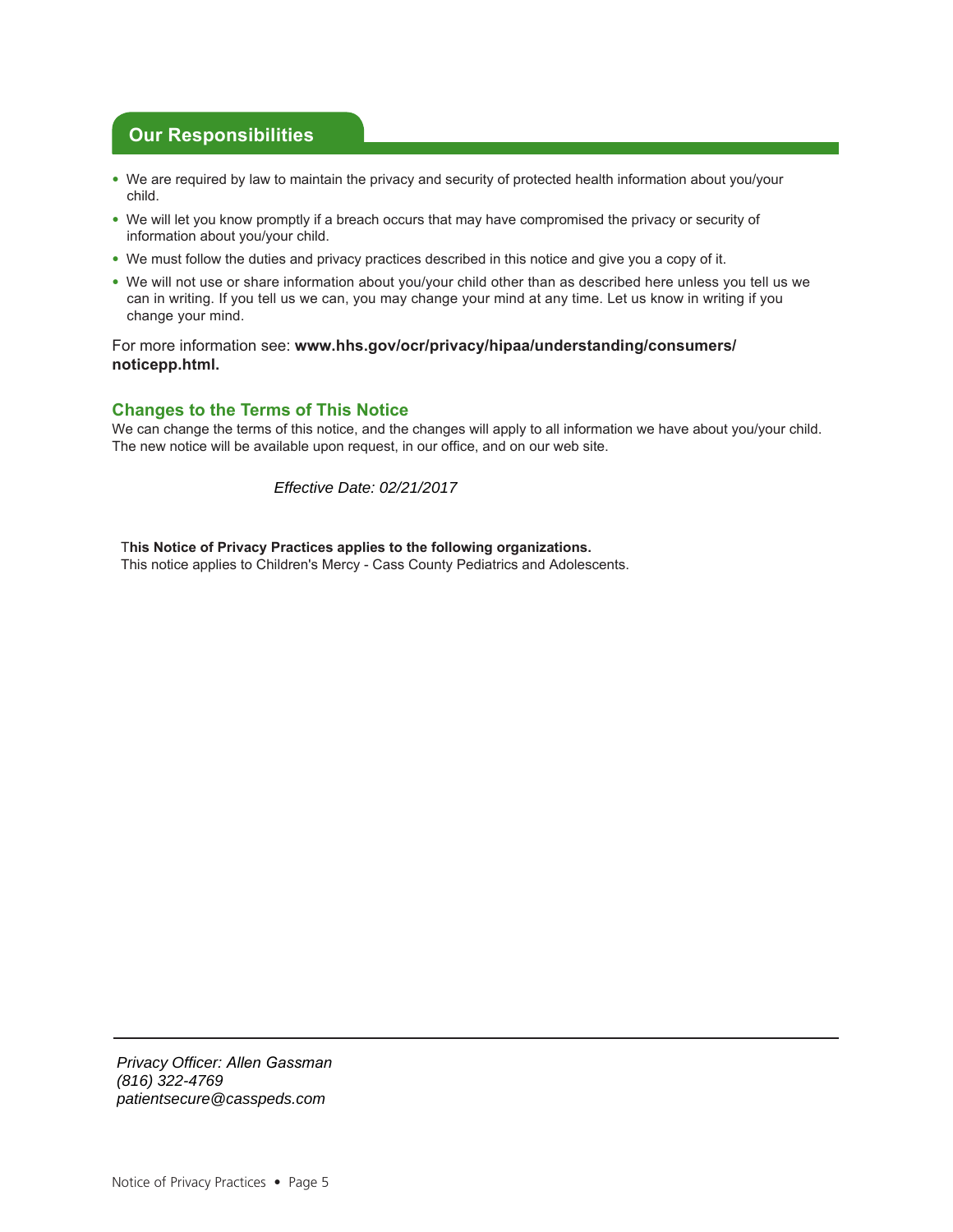## Our Responsibilities

- We are required by law to maintain the privacy and security of protected health information about you/your child.
- We will let you know promptly if a breach occurs that may have compromised the privacy or security of information about you/your child.
- We must follow the duties and privacy practices described in this notice and give you a copy of it.
- We will not use or share information about you/your child other than as described here unless you tell us we can in writing. If you tell us we can, you may change your mind at any time. Let us know in writing if you change your mind.

For more information see: **www.hhs.gov/ocr/privacy/hipaa/understanding/consumers/noticepp.html.**

### Changes to the Terms of This Notice

We can change the terms of this notice, and the changes will apply to all information we have about you/your child. The new notice will be available upon request, in our office, and on our web site.

*Effective Date: 02/21/2017*

**This Notice of Privacy Practices applies to the following organizations.**
This notice applies to Children's Mercy - Cass County Pediatrics and Adolescents.

*Privacy Officer: Allen Gassman*
*(816) 322-4769*
*patientsecure@casspeds.com*